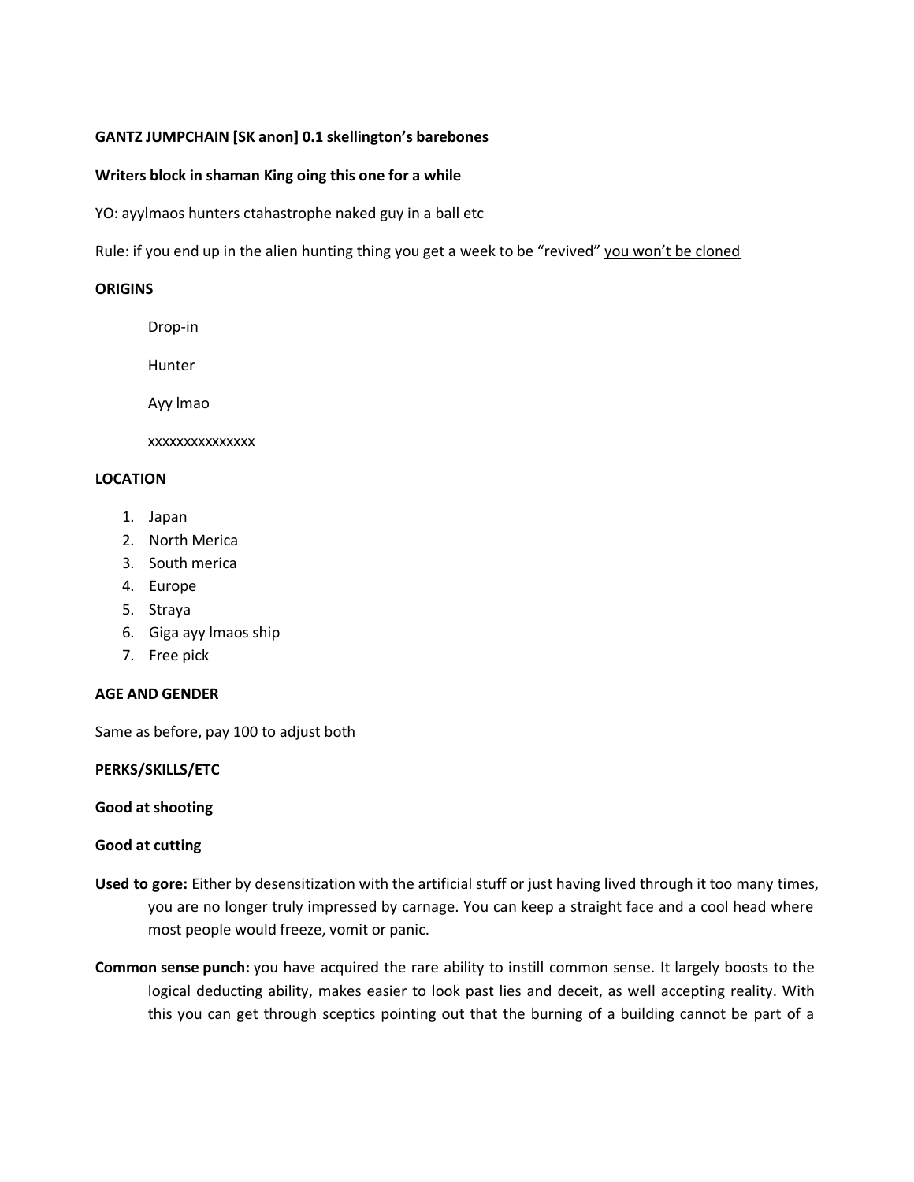**GANTZ JUMPCHAIN [SK anon] 0.1 skellington's barebones**

**Writers block in shaman King oing this one for a while**

YO: ayylmaos hunters ctahastrophe naked guy in a ball etc

Rule: if you end up in the alien hunting thing you get a week to be "revived" <u>you won't be cloned</u>

**ORIGINS**

Drop-in

Hunter

Ayy lmao

xxxxxxxxxxxxxxx

**LOCATION**

1. Japan
2. North Merica
3. South merica
4. Europe
5. Straya
6. Giga ayy lmaos ship
7. Free pick

**AGE AND GENDER**

Same as before, pay 100 to adjust both

**PERKS/SKILLS/ETC**

**Good at shooting**

**Good at cutting**

**Used to gore:** Either by desensitization with the artificial stuff or just having lived through it too many times, you are no longer truly impressed by carnage. You can keep a straight face and a cool head where most people would freeze, vomit or panic.

**Common sense punch:** you have acquired the rare ability to instill common sense. It largely boosts to the logical deducting ability, makes easier to look past lies and deceit, as well accepting reality. With this you can get through sceptics pointing out that the burning of a building cannot be part of a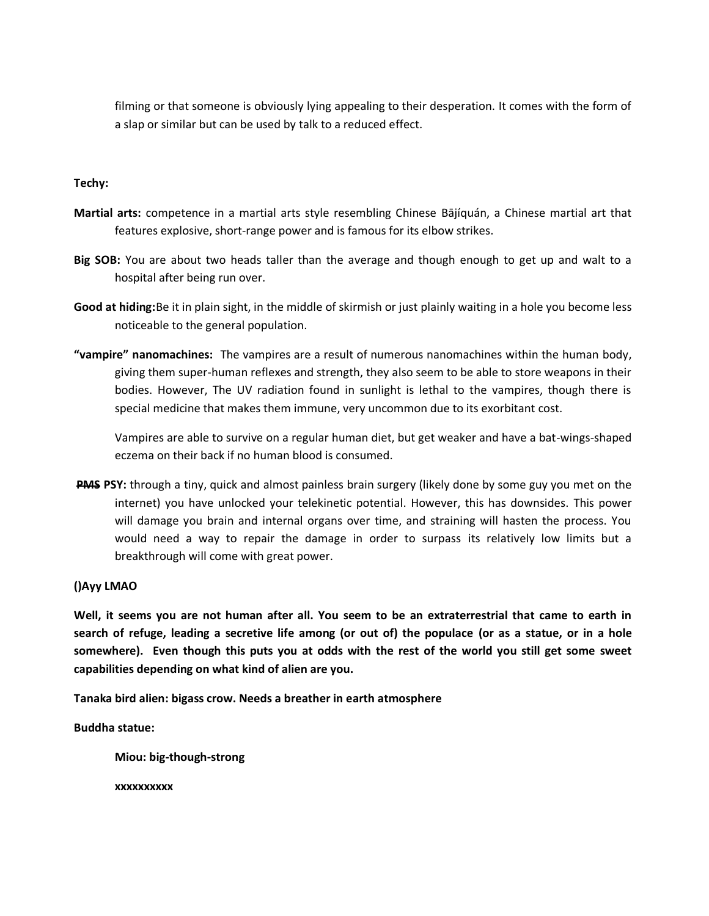filming or that someone is obviously lying appealing to their desperation. It comes with the form of a slap or similar but can be used by talk to a reduced effect.

**Techy:**

**Martial arts:** competence in a martial arts style resembling Chinese Bājíquán, a Chinese martial art that features explosive, short-range power and is famous for its elbow strikes.

**Big SOB:** You are about two heads taller than the average and though enough to get up and walt to a hospital after being run over.

**Good at hiding:** Be it in plain sight, in the middle of skirmish or just plainly waiting in a hole you become less noticeable to the general population.

**"vampire" nanomachines:** The vampires are a result of numerous nanomachines within the human body, giving them super-human reflexes and strength, they also seem to be able to store weapons in their bodies. However, The UV radiation found in sunlight is lethal to the vampires, though there is special medicine that makes them immune, very uncommon due to its exorbitant cost.

Vampires are able to survive on a regular human diet, but get weaker and have a bat-wings-shaped eczema on their back if no human blood is consumed.

**~~PMS~~ PSY:** through a tiny, quick and almost painless brain surgery (likely done by some guy you met on the internet) you have unlocked your telekinetic potential. However, this has downsides. This power will damage you brain and internal organs over time, and straining will hasten the process. You would need a way to repair the damage in order to surpass its relatively low limits but a breakthrough will come with great power.

**()Ayy LMAO**

**Well, it seems you are not human after all. You seem to be an extraterrestrial that came to earth in search of refuge, leading a secretive life among (or out of) the populace (or as a statue, or in a hole somewhere). Even though this puts you at odds with the rest of the world you still get some sweet capabilities depending on what kind of alien are you.**

**Tanaka bird alien: bigass crow. Needs a breather in earth atmosphere**

**Buddha statue:**

**Miou: big-though-strong**

**xxxxxxxxxx**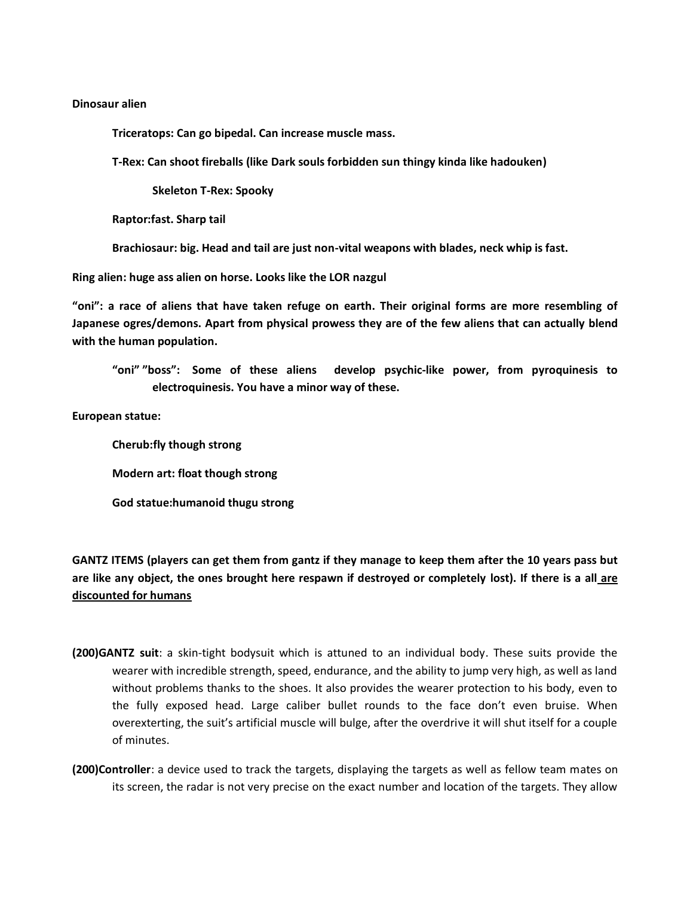**Dinosaur alien**

> **Triceratops: Can go bipedal. Can increase muscle mass.**
>
> **T-Rex: Can shoot fireballs (like Dark souls forbidden sun thingy kinda like hadouken)**
>
> > **Skeleton T-Rex: Spooky**
>
> **Raptor:fast. Sharp tail**
>
> **Brachiosaur: big. Head and tail are just non-vital weapons with blades, neck whip is fast.**

**Ring alien: huge ass alien on horse. Looks like the LOR nazgul**

**"oni": a race of aliens that have taken refuge on earth. Their original forms are more resembling of Japanese ogres/demons. Apart from physical prowess they are of the few aliens that can actually blend with the human population.**

> **"oni" "boss": Some of these aliens develop psychic-like power, from pyroquinesis to electroquinesis. You have a minor way of these.**

**European statue:**

> **Cherub:fly though strong**
>
> **Modern art: float though strong**
>
> **God statue:humanoid thugu strong**

**GANTZ ITEMS (players can get them from gantz if they manage to keep them after the 10 years pass but are like any object, the ones brought here respawn if destroyed or completely lost). If there is a all <u>are discounted for humans</u>**

**(200)GANTZ suit**: a skin-tight bodysuit which is attuned to an individual body. These suits provide the wearer with incredible strength, speed, endurance, and the ability to jump very high, as well as land without problems thanks to the shoes. It also provides the wearer protection to his body, even to the fully exposed head. Large caliber bullet rounds to the face don't even bruise. When overexterting, the suit's artificial muscle will bulge, after the overdrive it will shut itself for a couple of minutes.

**(200)Controller**: a device used to track the targets, displaying the targets as well as fellow team mates on its screen, the radar is not very precise on the exact number and location of the targets. They allow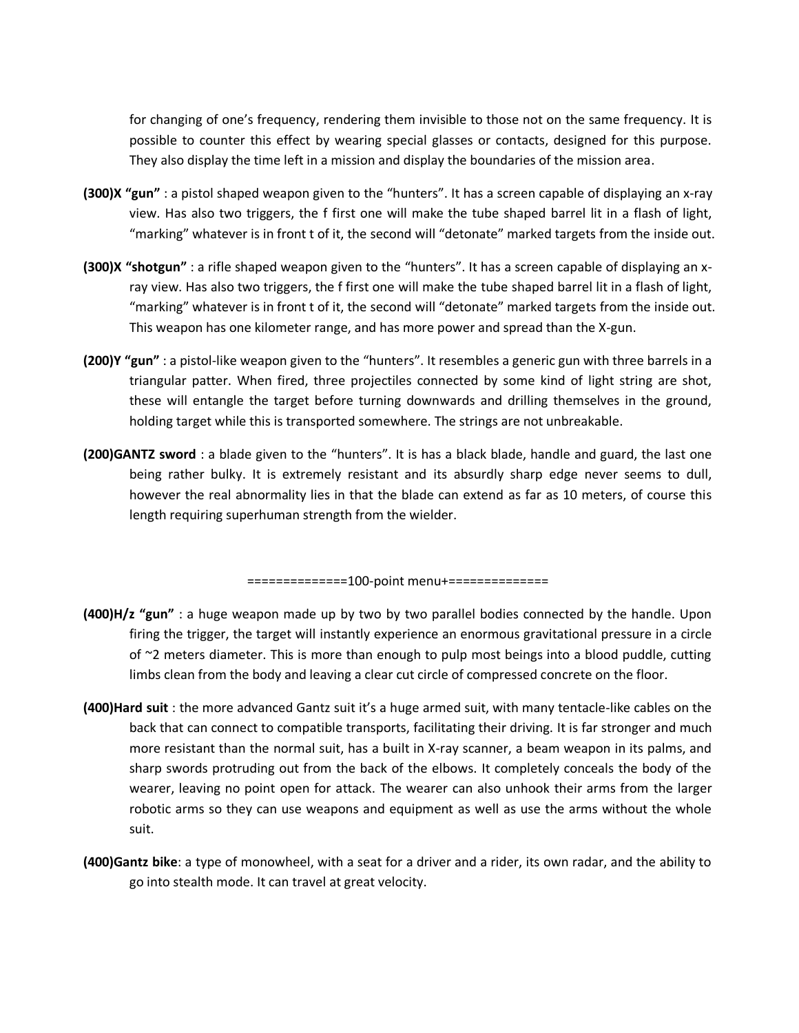for changing of one's frequency, rendering them invisible to those not on the same frequency. It is possible to counter this effect by wearing special glasses or contacts, designed for this purpose. They also display the time left in a mission and display the boundaries of the mission area.

**(300)X "gun"** : a pistol shaped weapon given to the "hunters". It has a screen capable of displaying an x-ray view. Has also two triggers, the f first one will make the tube shaped barrel lit in a flash of light, "marking" whatever is in front t of it, the second will "detonate" marked targets from the inside out.

**(300)X "shotgun"** : a rifle shaped weapon given to the "hunters". It has a screen capable of displaying an x-ray view. Has also two triggers, the f first one will make the tube shaped barrel lit in a flash of light, "marking" whatever is in front t of it, the second will "detonate" marked targets from the inside out. This weapon has one kilometer range, and has more power and spread than the X-gun.

**(200)Y "gun"** : a pistol-like weapon given to the "hunters". It resembles a generic gun with three barrels in a triangular patter. When fired, three projectiles connected by some kind of light string are shot, these will entangle the target before turning downwards and drilling themselves in the ground, holding target while this is transported somewhere. The strings are not unbreakable.

**(200)GANTZ sword** : a blade given to the "hunters". It is has a black blade, handle and guard, the last one being rather bulky. It is extremely resistant and its absurdly sharp edge never seems to dull, however the real abnormality lies in that the blade can extend as far as 10 meters, of course this length requiring superhuman strength from the wielder.

==============100-point menu+==============

**(400)H/z "gun"** : a huge weapon made up by two by two parallel bodies connected by the handle. Upon firing the trigger, the target will instantly experience an enormous gravitational pressure in a circle of ~2 meters diameter. This is more than enough to pulp most beings into a blood puddle, cutting limbs clean from the body and leaving a clear cut circle of compressed concrete on the floor.

**(400)Hard suit** : the more advanced Gantz suit it's a huge armed suit, with many tentacle-like cables on the back that can connect to compatible transports, facilitating their driving. It is far stronger and much more resistant than the normal suit, has a built in X-ray scanner, a beam weapon in its palms, and sharp swords protruding out from the back of the elbows. It completely conceals the body of the wearer, leaving no point open for attack. The wearer can also unhook their arms from the larger robotic arms so they can use weapons and equipment as well as use the arms without the whole suit.

**(400)Gantz bike**: a type of monowheel, with a seat for a driver and a rider, its own radar, and the ability to go into stealth mode. It can travel at great velocity.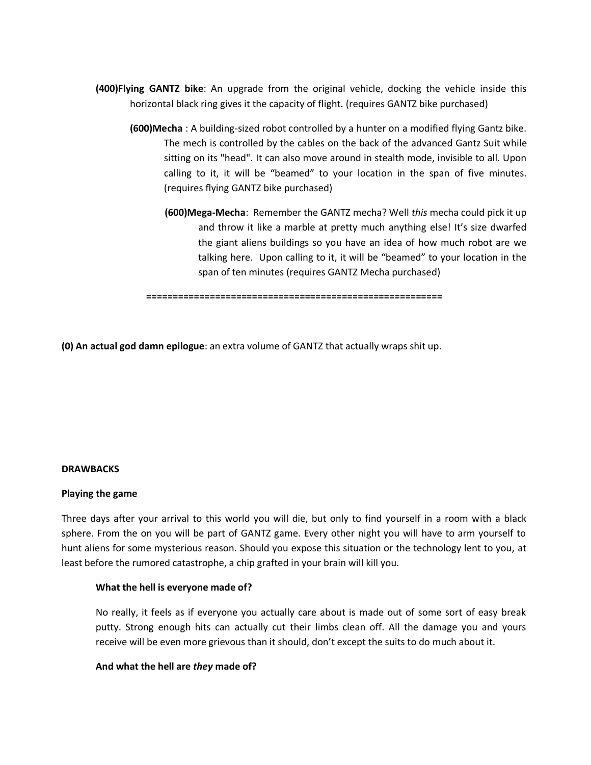**(400)Flying GANTZ bike**: An upgrade from the original vehicle, docking the vehicle inside this horizontal black ring gives it the capacity of flight. (requires GANTZ bike purchased)

**(600)Mecha** : A building-sized robot controlled by a hunter on a modified flying Gantz bike. The mech is controlled by the cables on the back of the advanced Gantz Suit while sitting on its "head". It can also move around in stealth mode, invisible to all. Upon calling to it, it will be "beamed" to your location in the span of five minutes. (requires flying GANTZ bike purchased)

**(600)Mega-Mecha**: Remember the GANTZ mecha? Well *this* mecha could pick it up and throw it like a marble at pretty much anything else! It's size dwarfed the giant aliens buildings so you have an idea of how much robot are we talking here. Upon calling to it, it will be "beamed" to your location in the span of ten minutes (requires GANTZ Mecha purchased)

**=========================================================**

**(0) An actual god damn epilogue**: an extra volume of GANTZ that actually wraps shit up.

**DRAWBACKS**

**Playing the game**

Three days after your arrival to this world you will die, but only to find yourself in a room with a black sphere. From the on you will be part of GANTZ game. Every other night you will have to arm yourself to hunt aliens for some mysterious reason. Should you expose this situation or the technology lent to you, at least before the rumored catastrophe, a chip grafted in your brain will kill you.

**What the hell is everyone made of?**

No really, it feels as if everyone you actually care about is made out of some sort of easy break putty. Strong enough hits can actually cut their limbs clean off. All the damage you and yours receive will be even more grievous than it should, don't except the suits to do much about it.

**And what the hell are *they* made of?**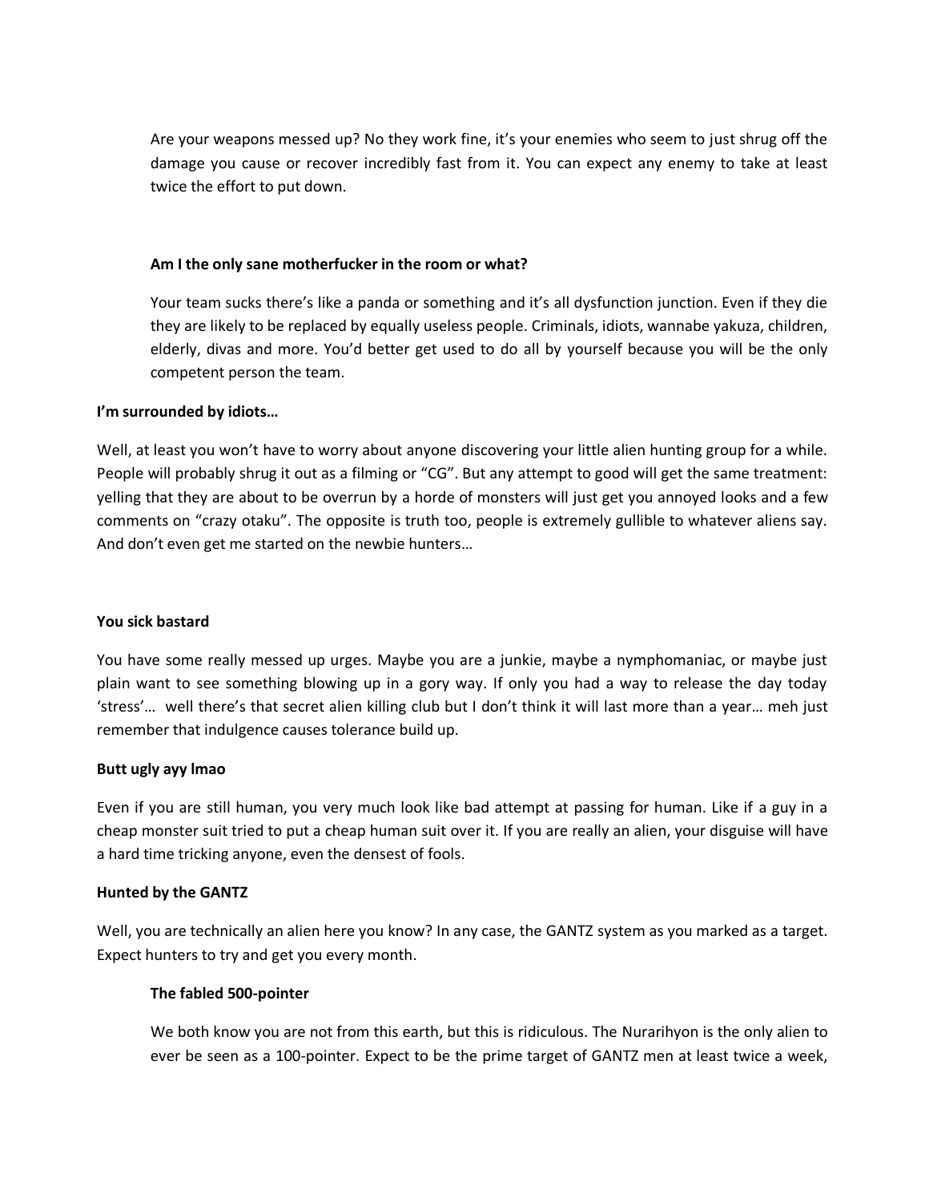Are your weapons messed up? No they work fine, it's your enemies who seem to just shrug off the damage you cause or recover incredibly fast from it. You can expect any enemy to take at least twice the effort to put down.

**Am I the only sane motherfucker in the room or what?**

Your team sucks there's like a panda or something and it's all dysfunction junction. Even if they die they are likely to be replaced by equally useless people. Criminals, idiots, wannabe yakuza, children, elderly, divas and more. You'd better get used to do all by yourself because you will be the only competent person the team.

**I'm surrounded by idiots…**

Well, at least you won't have to worry about anyone discovering your little alien hunting group for a while. People will probably shrug it out as a filming or "CG". But any attempt to good will get the same treatment: yelling that they are about to be overrun by a horde of monsters will just get you annoyed looks and a few comments on "crazy otaku". The opposite is truth too, people is extremely gullible to whatever aliens say. And don't even get me started on the newbie hunters…

**You sick bastard**

You have some really messed up urges. Maybe you are a junkie, maybe a nymphomaniac, or maybe just plain want to see something blowing up in a gory way. If only you had a way to release the day today 'stress'… well there's that secret alien killing club but I don't think it will last more than a year… meh just remember that indulgence causes tolerance build up.

**Butt ugly ayy lmao**

Even if you are still human, you very much look like bad attempt at passing for human. Like if a guy in a cheap monster suit tried to put a cheap human suit over it. If you are really an alien, your disguise will have a hard time tricking anyone, even the densest of fools.

**Hunted by the GANTZ**

Well, you are technically an alien here you know? In any case, the GANTZ system as you marked as a target. Expect hunters to try and get you every month.

**The fabled 500-pointer**

We both know you are not from this earth, but this is ridiculous. The Nurarihyon is the only alien to ever be seen as a 100-pointer. Expect to be the prime target of GANTZ men at least twice a week,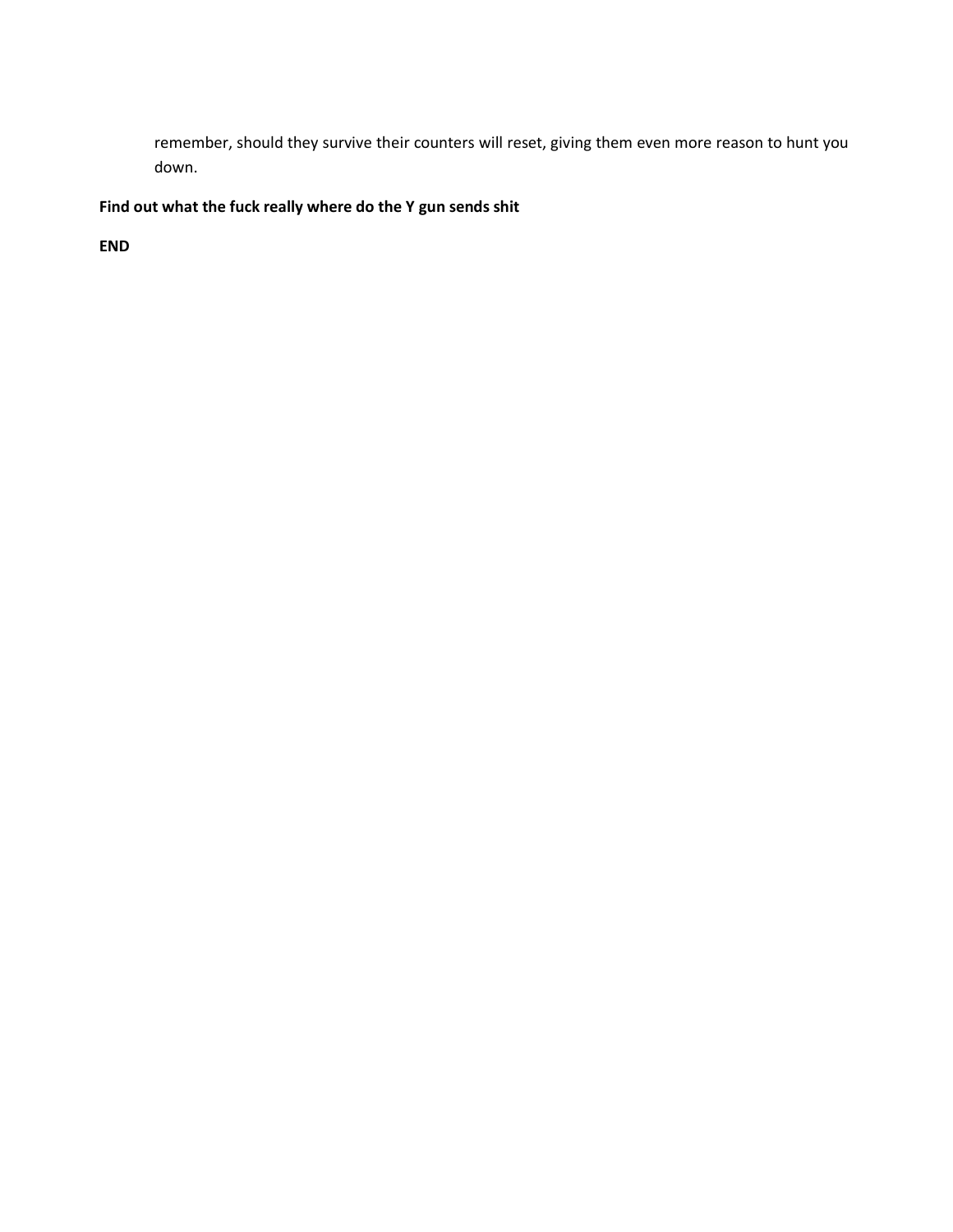remember, should they survive their counters will reset, giving them even more reason to hunt you down.

**Find out what the fuck really where do the Y gun sends shit**

**END**